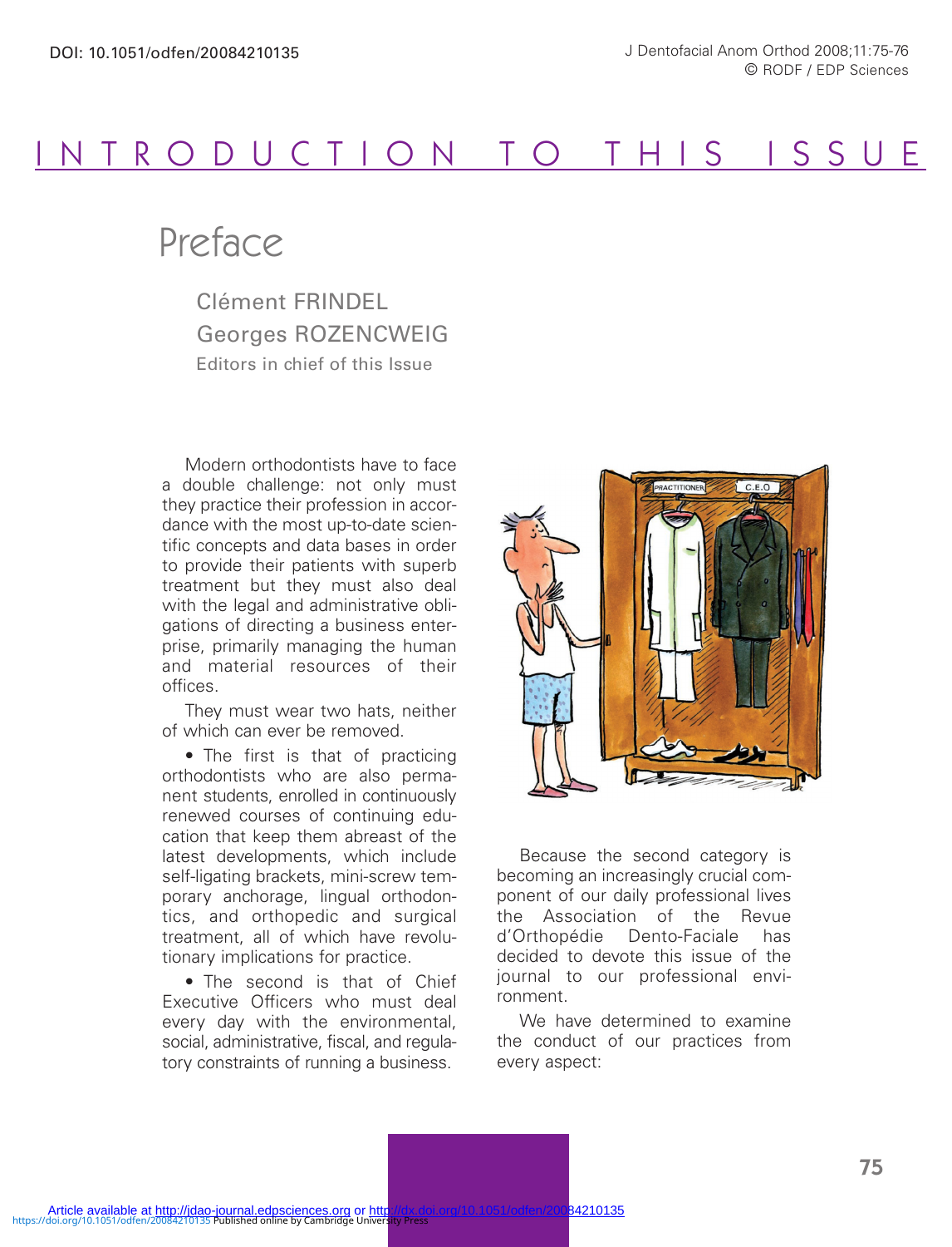# INTRODUCTION TO THIS ISSUE

## Preface

Clément FRINDEL
Georges ROZENCWEIG
Editors in chief of this Issue

Modern orthodontists have to face a double challenge: not only must they practice their profession in accordance with the most up-to-date scientific concepts and data bases in order to provide their patients with superb treatment but they must also deal with the legal and administrative obligations of directing a business enterprise, primarily managing the human and material resources of their offices.

They must wear two hats, neither of which can ever be removed.

- The first is that of practicing orthodontists who are also permanent students, enrolled in continuously renewed courses of continuing education that keep them abreast of the latest developments, which include self-ligating brackets, mini-screw temporary anchorage, lingual orthodontics, and orthopedic and surgical treatment, all of which have revolutionary implications for practice.
- The second is that of Chief Executive Officers who must deal every day with the environmental, social, administrative, fiscal, and regulatory constraints of running a business.

Because the second category is becoming an increasingly crucial component of our daily professional lives the Association of the Revue d'Orthopédie Dento-Faciale has decided to devote this issue of the journal to our professional environment.

We have determined to examine the conduct of our practices from every aspect: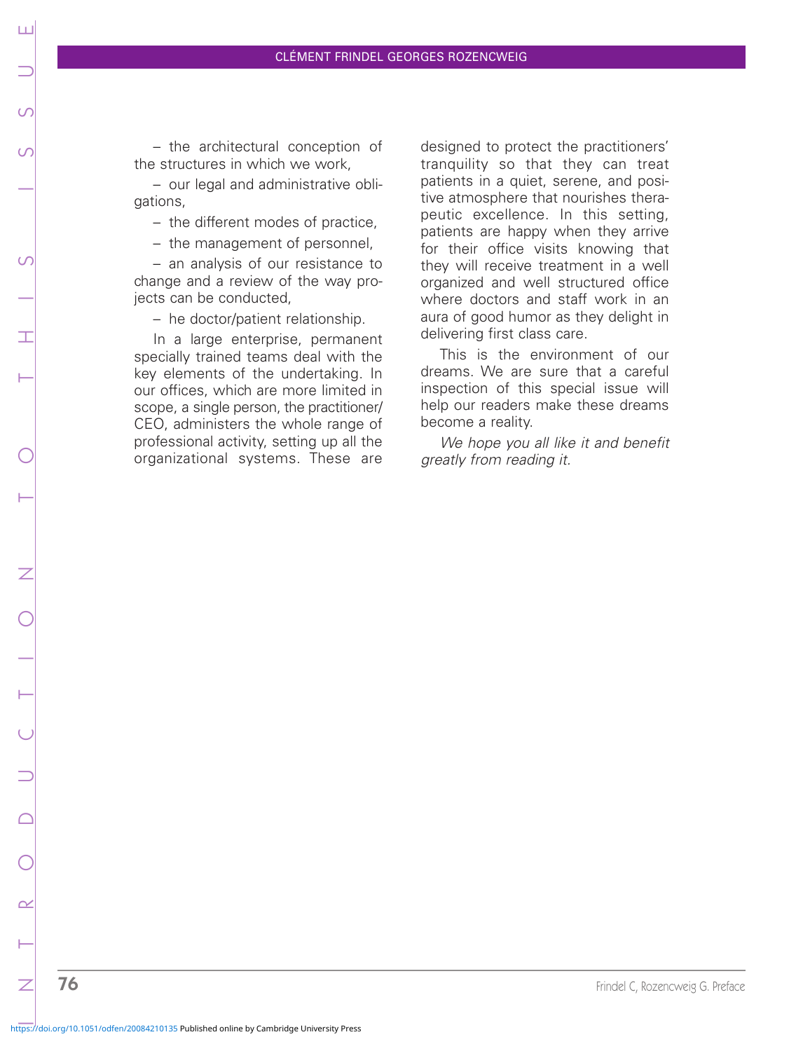– the architectural conception of the structures in which we work,

– our legal and administrative obligations,

– the different modes of practice,

– the management of personnel,

– an analysis of our resistance to change and a review of the way projects can be conducted,

– he doctor/patient relationship.

In a large enterprise, permanent specially trained teams deal with the key elements of the undertaking. In our offices, which are more limited in scope, a single person, the practitioner/CEO, administers the whole range of professional activity, setting up all the organizational systems. These are designed to protect the practitioners' tranquility so that they can treat patients in a quiet, serene, and positive atmosphere that nourishes therapeutic excellence. In this setting, patients are happy when they arrive for their office visits knowing that they will receive treatment in a well organized and well structured office where doctors and staff work in an aura of good humor as they delight in delivering first class care.

This is the environment of our dreams. We are sure that a careful inspection of this special issue will help our readers make these dreams become a reality.

*We hope you all like it and benefit greatly from reading it.*